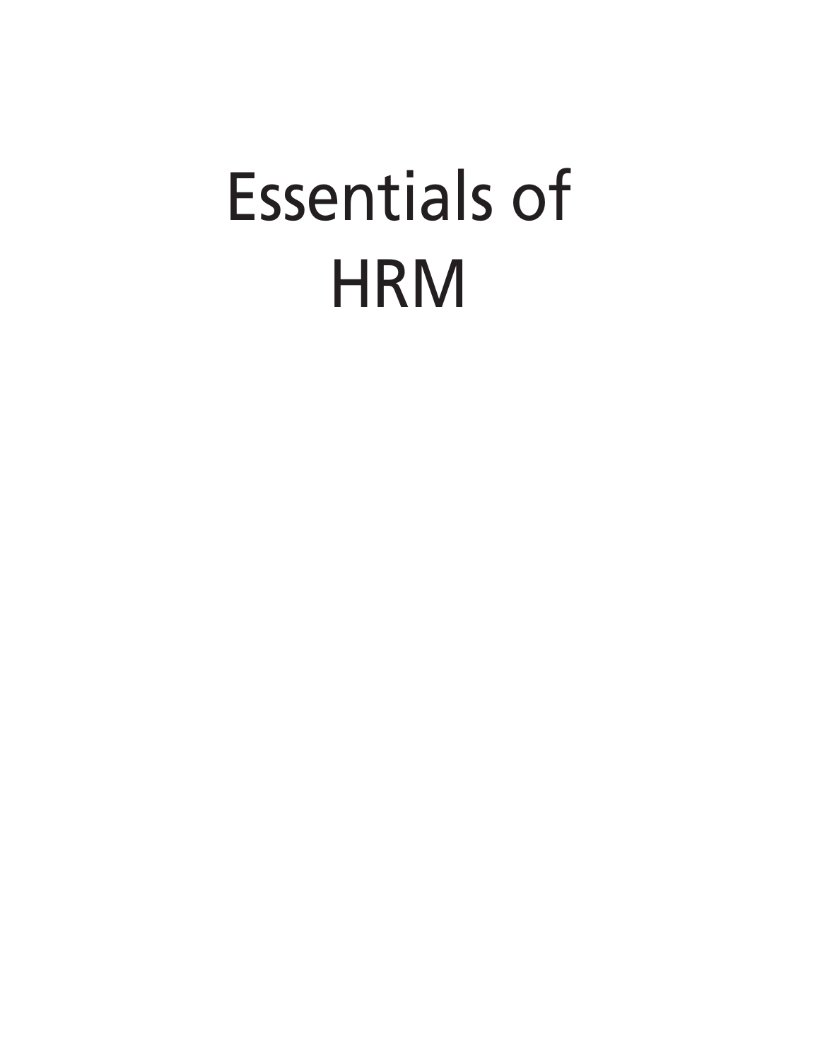# Essentials of HRM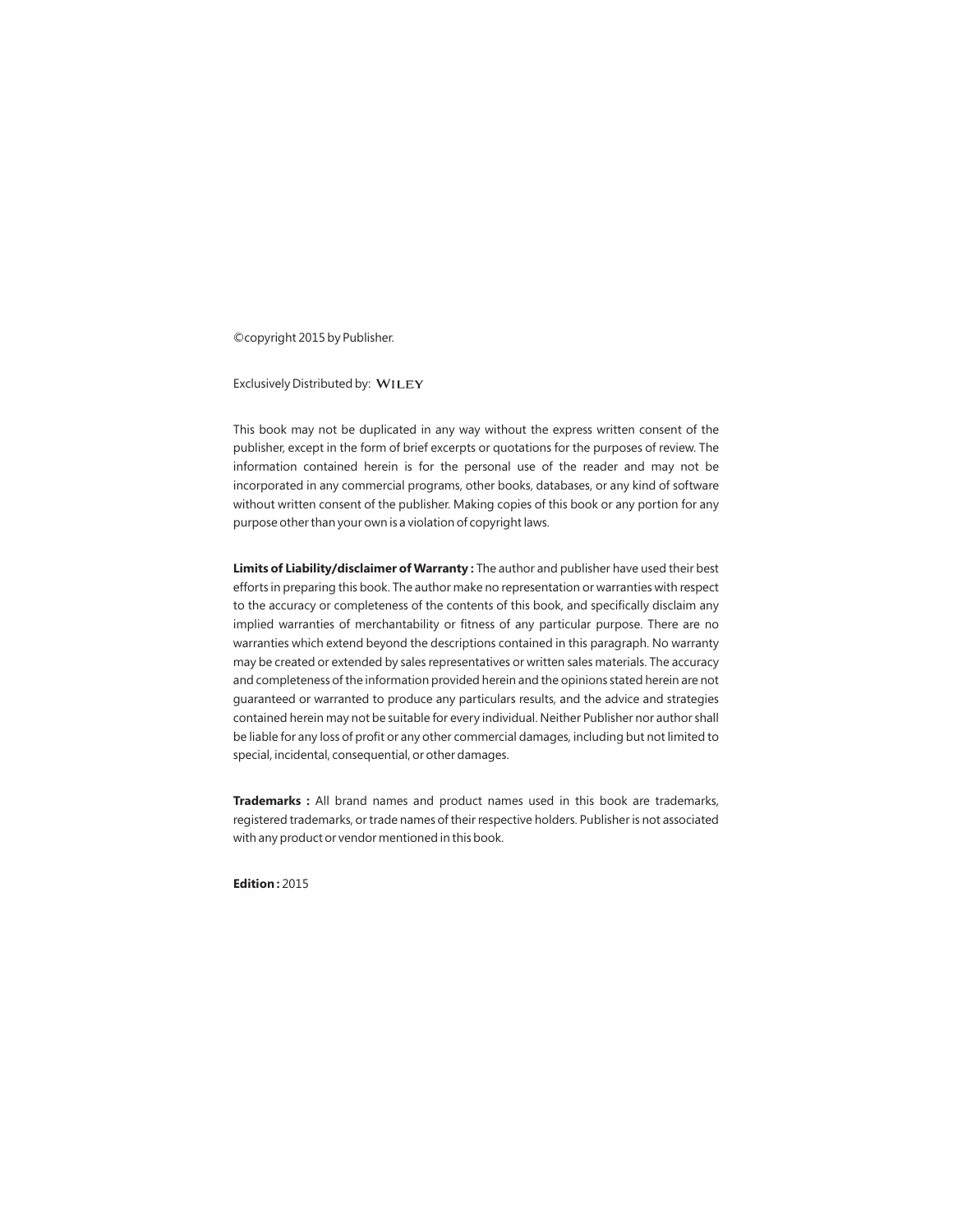©copyright 2015 by Publisher.

Exclusively Distributed by: WILEY

This book may not be duplicated in any way without the express written consent of the publisher, except in the form of brief excerpts or quotations for the purposes of review. The information contained herein is for the personal use of the reader and may not be incorporated in any commercial programs, other books, databases, or any kind of software without written consent of the publisher. Making copies of this book or any portion for any purpose other than your own is a violation of copyright laws.

**Limits of Liability/disclaimer of Warranty :** The author and publisher have used their best efforts in preparing this book. The author make no representation or warranties with respect to the accuracy or completeness of the contents of this book, and specifically disclaim any implied warranties of merchantability or fitness of any particular purpose. There are no warranties which extend beyond the descriptions contained in this paragraph. No warranty may be created or extended by sales representatives or written sales materials. The accuracy and completeness of the information provided herein and the opinions stated herein are not guaranteed or warranted to produce any particulars results, and the advice and strategies contained herein may not be suitable for every individual. Neither Publisher nor author shall be liable for any loss of profit or any other commercial damages, including but not limited to special, incidental, consequential, or other damages.

**Trademarks :** All brand names and product names used in this book are trademarks, registered trademarks, or trade names of their respective holders. Publisher is not associated with any product or vendor mentioned in this book.

**Edition :** 2015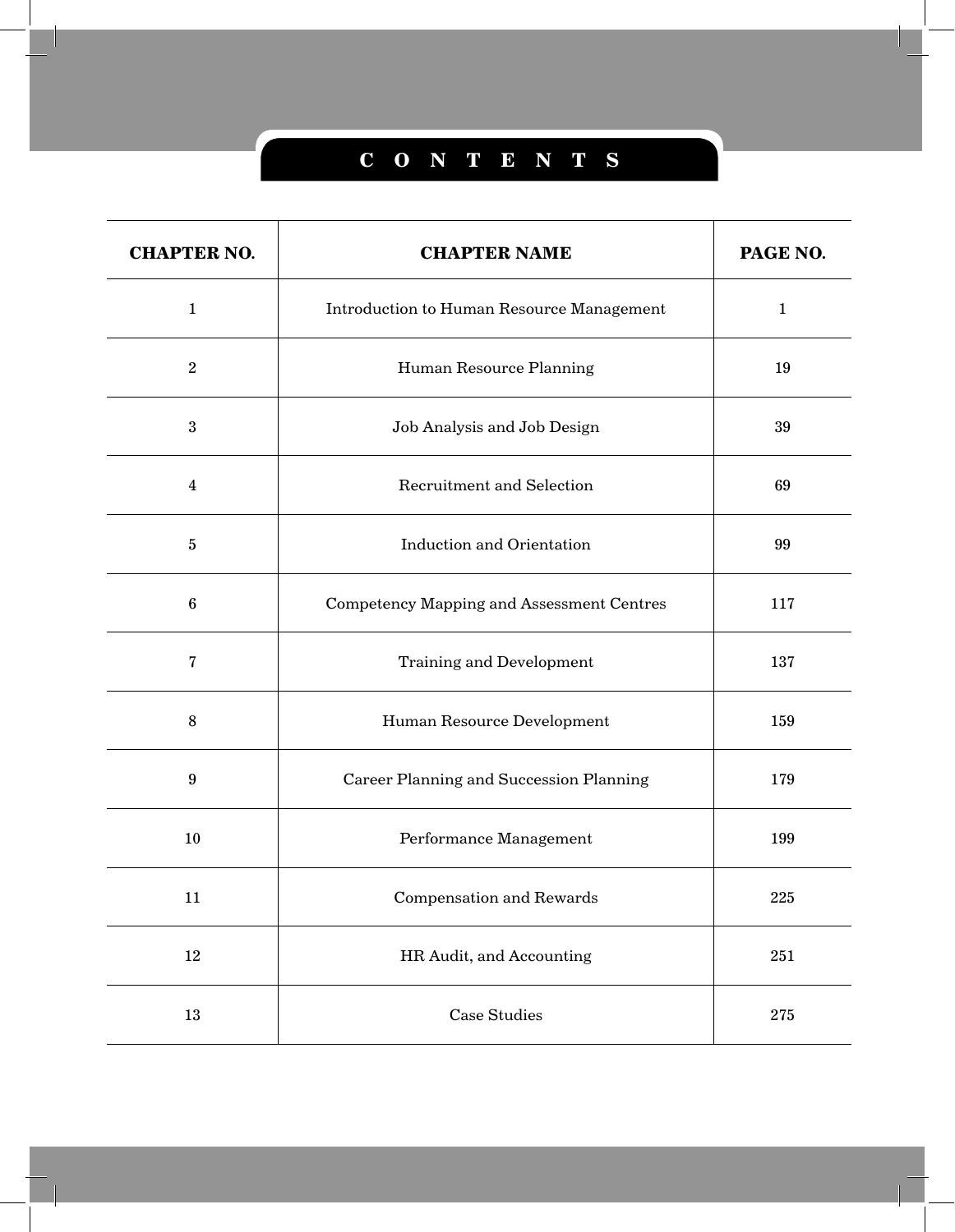# CONTENTS

| CHAPTER NO. | CHAPTER NAME | PAGE NO. |
| --- | --- | --- |
| 1 | Introduction to Human Resource Management | 1 |
| 2 | Human Resource Planning | 19 |
| 3 | Job Analysis and Job Design | 39 |
| 4 | Recruitment and Selection | 69 |
| 5 | Induction and Orientation | 99 |
| 6 | Competency Mapping and Assessment Centres | 117 |
| 7 | Training and Development | 137 |
| 8 | Human Resource Development | 159 |
| 9 | Career Planning and Succession Planning | 179 |
| 10 | Performance Management | 199 |
| 11 | Compensation and Rewards | 225 |
| 12 | HR Audit, and Accounting | 251 |
| 13 | Case Studies | 275 |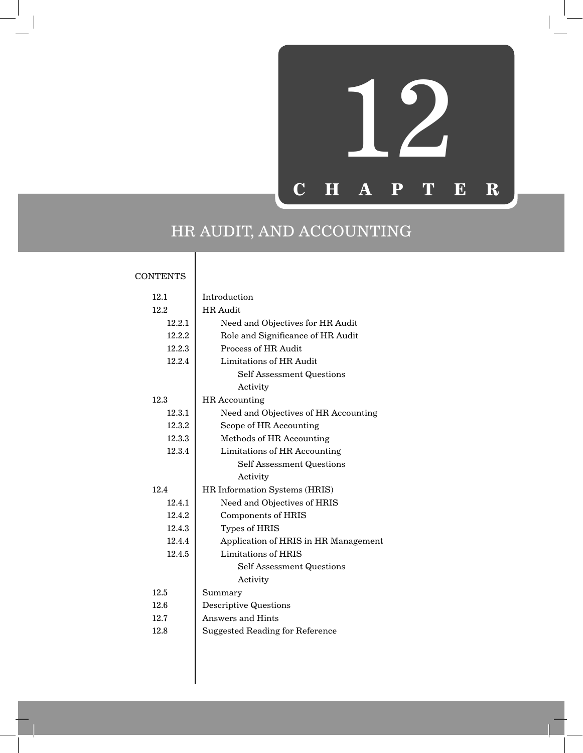# 12 CHAPTER

## HR AUDIT, AND ACCOUNTING

CONTENTS

| | |
|---|---|
| 12.1 | Introduction |
| 12.2 | HR Audit |
| 12.2.1 | Need and Objectives for HR Audit |
| 12.2.2 | Role and Significance of HR Audit |
| 12.2.3 | Process of HR Audit |
| 12.2.4 | Limitations of HR Audit |
| | Self Assessment Questions |
| | Activity |
| 12.3 | HR Accounting |
| 12.3.1 | Need and Objectives of HR Accounting |
| 12.3.2 | Scope of HR Accounting |
| 12.3.3 | Methods of HR Accounting |
| 12.3.4 | Limitations of HR Accounting |
| | Self Assessment Questions |
| | Activity |
| 12.4 | HR Information Systems (HRIS) |
| 12.4.1 | Need and Objectives of HRIS |
| 12.4.2 | Components of HRIS |
| 12.4.3 | Types of HRIS |
| 12.4.4 | Application of HRIS in HR Management |
| 12.4.5 | Limitations of HRIS |
| | Self Assessment Questions |
| | Activity |
| 12.5 | Summary |
| 12.6 | Descriptive Questions |
| 12.7 | Answers and Hints |
| 12.8 | Suggested Reading for Reference |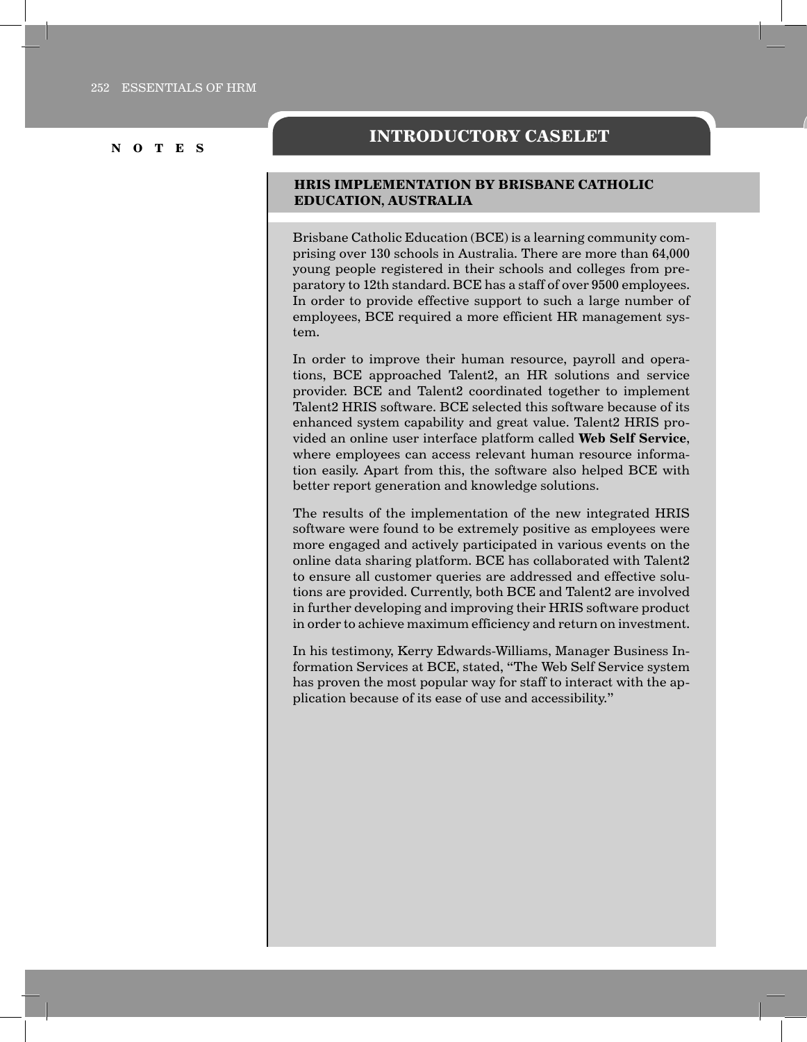## INTRODUCTORY CASELET

### HRIS IMPLEMENTATION BY BRISBANE CATHOLIC EDUCATION, AUSTRALIA

Brisbane Catholic Education (BCE) is a learning community comprising over 130 schools in Australia. There are more than 64,000 young people registered in their schools and colleges from preparatory to 12th standard. BCE has a staff of over 9500 employees. In order to provide effective support to such a large number of employees, BCE required a more efficient HR management system.

In order to improve their human resource, payroll and operations, BCE approached Talent2, an HR solutions and service provider. BCE and Talent2 coordinated together to implement Talent2 HRIS software. BCE selected this software because of its enhanced system capability and great value. Talent2 HRIS provided an online user interface platform called **Web Self Service**, where employees can access relevant human resource information easily. Apart from this, the software also helped BCE with better report generation and knowledge solutions.

The results of the implementation of the new integrated HRIS software were found to be extremely positive as employees were more engaged and actively participated in various events on the online data sharing platform. BCE has collaborated with Talent2 to ensure all customer queries are addressed and effective solutions are provided. Currently, both BCE and Talent2 are involved in further developing and improving their HRIS software product in order to achieve maximum efficiency and return on investment.

In his testimony, Kerry Edwards-Williams, Manager Business Information Services at BCE, stated, "The Web Self Service system has proven the most popular way for staff to interact with the application because of its ease of use and accessibility."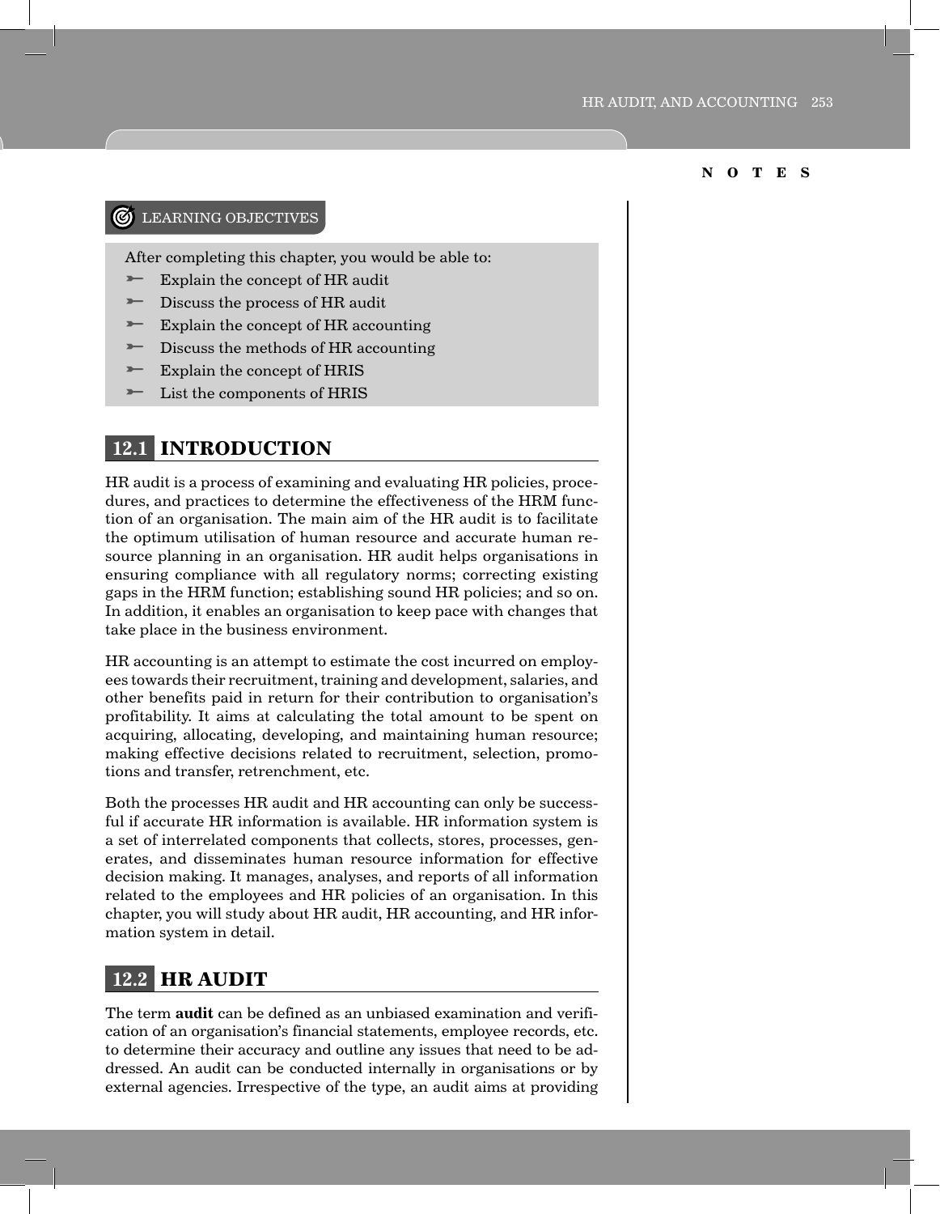**NOTES**

LEARNING OBJECTIVES

After completing this chapter, you would be able to:

- Explain the concept of HR audit
- Discuss the process of HR audit
- Explain the concept of HR accounting
- Discuss the methods of HR accounting
- Explain the concept of HRIS
- List the components of HRIS

## 12.1 INTRODUCTION

HR audit is a process of examining and evaluating HR policies, procedures, and practices to determine the effectiveness of the HRM function of an organisation. The main aim of the HR audit is to facilitate the optimum utilisation of human resource and accurate human resource planning in an organisation. HR audit helps organisations in ensuring compliance with all regulatory norms; correcting existing gaps in the HRM function; establishing sound HR policies; and so on. In addition, it enables an organisation to keep pace with changes that take place in the business environment.

HR accounting is an attempt to estimate the cost incurred on employees towards their recruitment, training and development, salaries, and other benefits paid in return for their contribution to organisation's profitability. It aims at calculating the total amount to be spent on acquiring, allocating, developing, and maintaining human resource; making effective decisions related to recruitment, selection, promotions and transfer, retrenchment, etc.

Both the processes HR audit and HR accounting can only be successful if accurate HR information is available. HR information system is a set of interrelated components that collects, stores, processes, generates, and disseminates human resource information for effective decision making. It manages, analyses, and reports of all information related to the employees and HR policies of an organisation. In this chapter, you will study about HR audit, HR accounting, and HR information system in detail.

## 12.2 HR AUDIT

The term **audit** can be defined as an unbiased examination and verification of an organisation's financial statements, employee records, etc. to determine their accuracy and outline any issues that need to be addressed. An audit can be conducted internally in organisations or by external agencies. Irrespective of the type, an audit aims at providing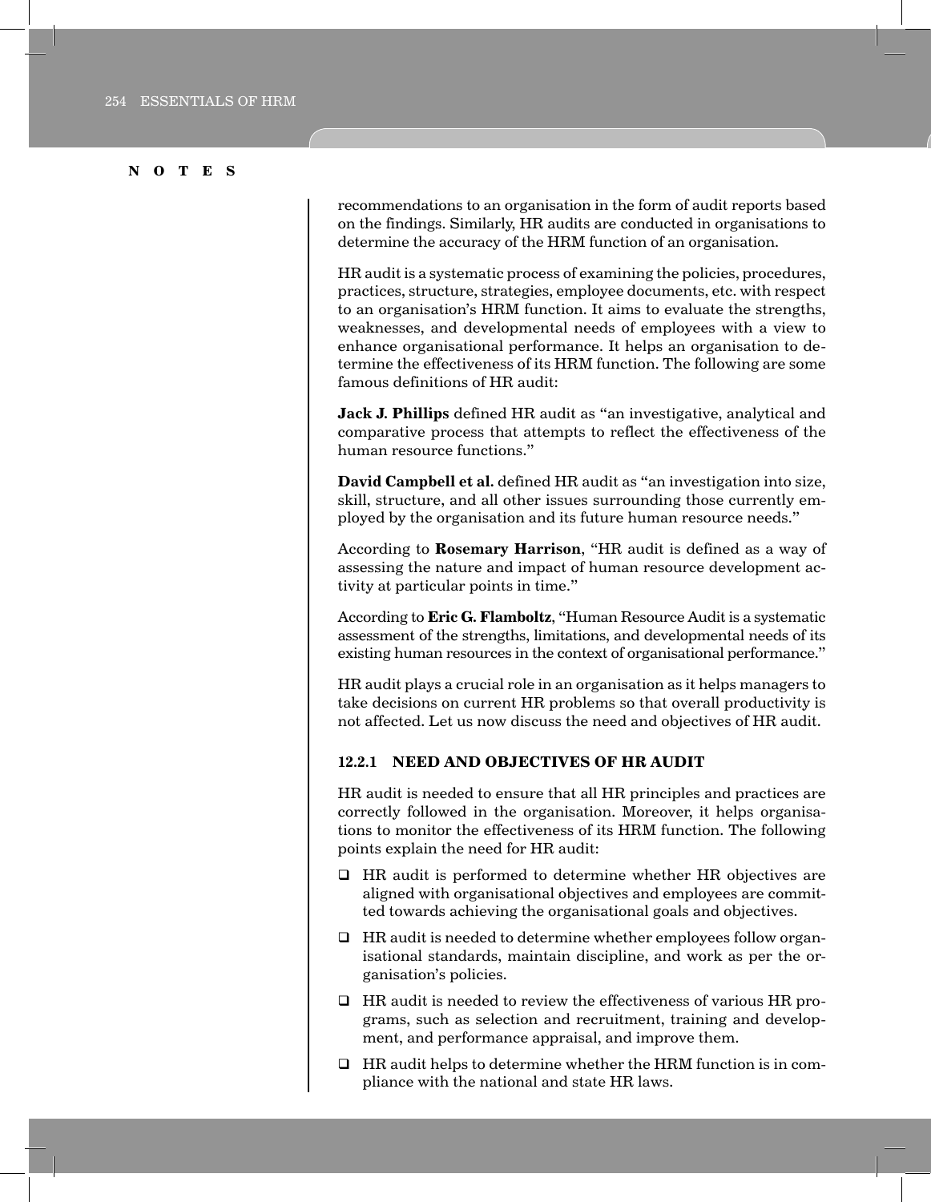recommendations to an organisation in the form of audit reports based on the findings. Similarly, HR audits are conducted in organisations to determine the accuracy of the HRM function of an organisation.

HR audit is a systematic process of examining the policies, procedures, practices, structure, strategies, employee documents, etc. with respect to an organisation's HRM function. It aims to evaluate the strengths, weaknesses, and developmental needs of employees with a view to enhance organisational performance. It helps an organisation to determine the effectiveness of its HRM function. The following are some famous definitions of HR audit:

**Jack J. Phillips** defined HR audit as "an investigative, analytical and comparative process that attempts to reflect the effectiveness of the human resource functions."

**David Campbell et al.** defined HR audit as "an investigation into size, skill, structure, and all other issues surrounding those currently employed by the organisation and its future human resource needs."

According to **Rosemary Harrison**, "HR audit is defined as a way of assessing the nature and impact of human resource development activity at particular points in time."

According to **Eric G. Flamboltz**, "Human Resource Audit is a systematic assessment of the strengths, limitations, and developmental needs of its existing human resources in the context of organisational performance."

HR audit plays a crucial role in an organisation as it helps managers to take decisions on current HR problems so that overall productivity is not affected. Let us now discuss the need and objectives of HR audit.

### 12.2.1 NEED AND OBJECTIVES OF HR AUDIT

HR audit is needed to ensure that all HR principles and practices are correctly followed in the organisation. Moreover, it helps organisations to monitor the effectiveness of its HRM function. The following points explain the need for HR audit:

- HR audit is performed to determine whether HR objectives are aligned with organisational objectives and employees are committed towards achieving the organisational goals and objectives.
- HR audit is needed to determine whether employees follow organisational standards, maintain discipline, and work as per the organisation's policies.
- HR audit is needed to review the effectiveness of various HR programs, such as selection and recruitment, training and development, and performance appraisal, and improve them.
- HR audit helps to determine whether the HRM function is in compliance with the national and state HR laws.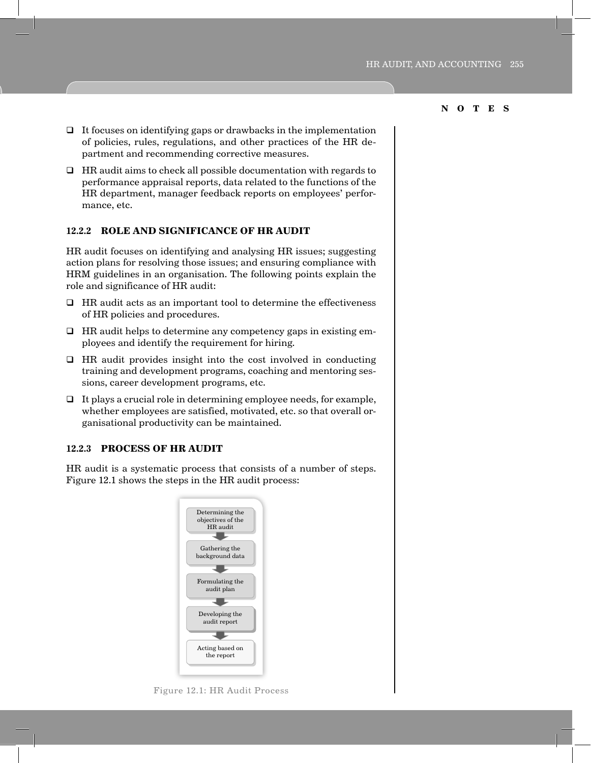- It focuses on identifying gaps or drawbacks in the implementation of policies, rules, regulations, and other practices of the HR department and recommending corrective measures.
- HR audit aims to check all possible documentation with regards to performance appraisal reports, data related to the functions of the HR department, manager feedback reports on employees' performance, etc.

### 12.2.2 ROLE AND SIGNIFICANCE OF HR AUDIT

HR audit focuses on identifying and analysing HR issues; suggesting action plans for resolving those issues; and ensuring compliance with HRM guidelines in an organisation. The following points explain the role and significance of HR audit:

- HR audit acts as an important tool to determine the effectiveness of HR policies and procedures.
- HR audit helps to determine any competency gaps in existing employees and identify the requirement for hiring.
- HR audit provides insight into the cost involved in conducting training and development programs, coaching and mentoring sessions, career development programs, etc.
- It plays a crucial role in determining employee needs, for example, whether employees are satisfied, motivated, etc. so that overall organisational productivity can be maintained.

### 12.2.3 PROCESS OF HR AUDIT

HR audit is a systematic process that consists of a number of steps. Figure 12.1 shows the steps in the HR audit process:

Determining the objectives of the HR audit
↓
Gathering the background data
↓
Formulating the audit plan
↓
Developing the audit report
↓
Acting based on the report

Figure 12.1: HR Audit Process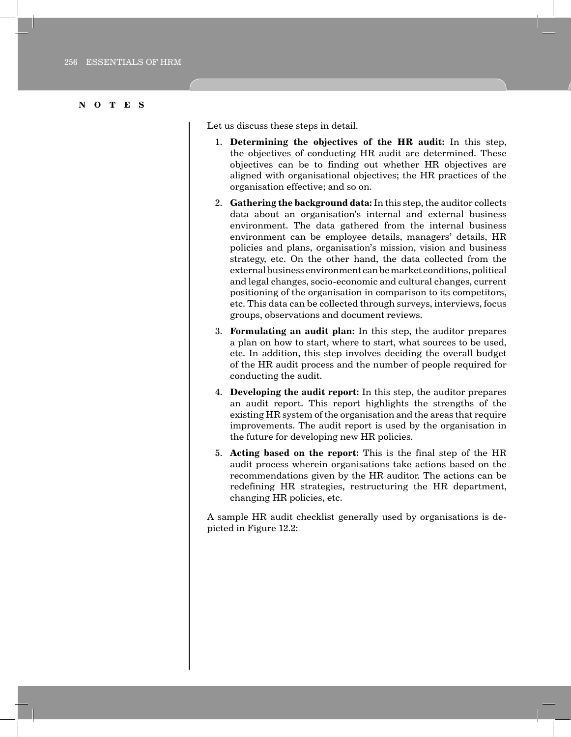**N O T E S**

Let us discuss these steps in detail.

1. **Determining the objectives of the HR audit:** In this step, the objectives of conducting HR audit are determined. These objectives can be to finding out whether HR objectives are aligned with organisational objectives; the HR practices of the organisation effective; and so on.
2. **Gathering the background data:** In this step, the auditor collects data about an organisation's internal and external business environment. The data gathered from the internal business environment can be employee details, managers' details, HR policies and plans, organisation's mission, vision and business strategy, etc. On the other hand, the data collected from the external business environment can be market conditions, political and legal changes, socio-economic and cultural changes, current positioning of the organisation in comparison to its competitors, etc. This data can be collected through surveys, interviews, focus groups, observations and document reviews.
3. **Formulating an audit plan:** In this step, the auditor prepares a plan on how to start, where to start, what sources to be used, etc. In addition, this step involves deciding the overall budget of the HR audit process and the number of people required for conducting the audit.
4. **Developing the audit report:** In this step, the auditor prepares an audit report. This report highlights the strengths of the existing HR system of the organisation and the areas that require improvements. The audit report is used by the organisation in the future for developing new HR policies.
5. **Acting based on the report:** This is the final step of the HR audit process wherein organisations take actions based on the recommendations given by the HR auditor. The actions can be redefining HR strategies, restructuring the HR department, changing HR policies, etc.

A sample HR audit checklist generally used by organisations is depicted in Figure 12.2: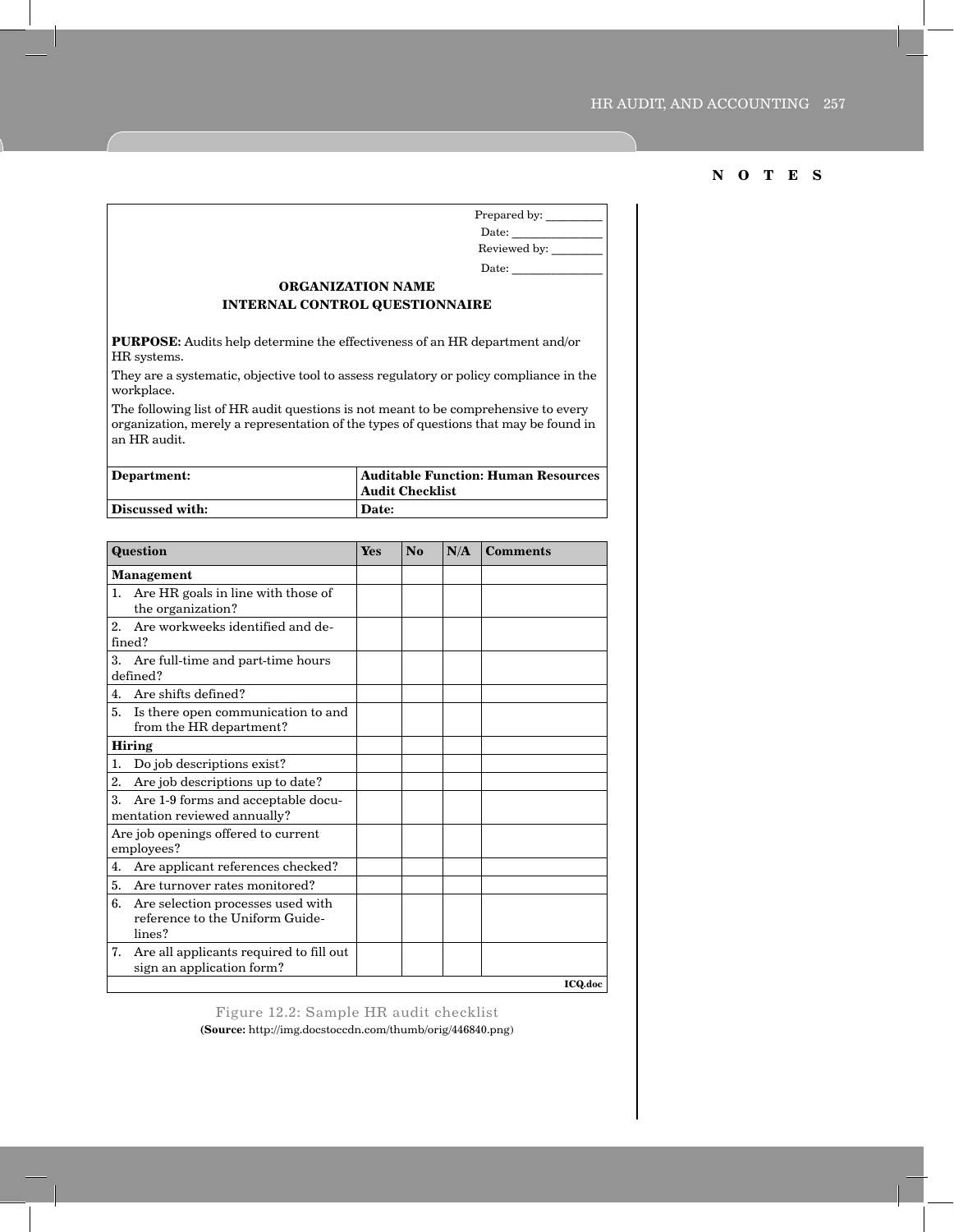Prepared by: _________

Date: _______________

Reviewed by: ________

Date: _______________

**ORGANIZATION NAME**

**INTERNAL CONTROL QUESTIONNAIRE**

**PURPOSE:** Audits help determine the effectiveness of an HR department and/or HR systems.

They are a systematic, objective tool to assess regulatory or policy compliance in the workplace.

The following list of HR audit questions is not meant to be comprehensive to every organization, merely a representation of the types of questions that may be found in an HR audit.

| **Department:** | **Auditable Function: Human Resources Audit Checklist** |
|---|---|
| **Discussed with:** | **Date:** |

| Question | Yes | No | N/A | Comments |
|---|---|---|---|---|
| **Management** | | | | |
| 1. Are HR goals in line with those of the organization? | | | | |
| 2. Are workweeks identified and defined? | | | | |
| 3. Are full-time and part-time hours defined? | | | | |
| 4. Are shifts defined? | | | | |
| 5. Is there open communication to and from the HR department? | | | | |
| **Hiring** | | | | |
| 1. Do job descriptions exist? | | | | |
| 2. Are job descriptions up to date? | | | | |
| 3. Are 1-9 forms and acceptable documentation reviewed annually? | | | | |
| Are job openings offered to current employees? | | | | |
| 4. Are applicant references checked? | | | | |
| 5. Are turnover rates monitored? | | | | |
| 6. Are selection processes used with reference to the Uniform Guidelines? | | | | |
| 7. Are all applicants required to fill out sign an application form? | | | | |

**ICQ.doc**

Figure 12.2: Sample HR audit checklist

**(Source:** http://img.docstoccdn.com/thumb/orig/446840.png)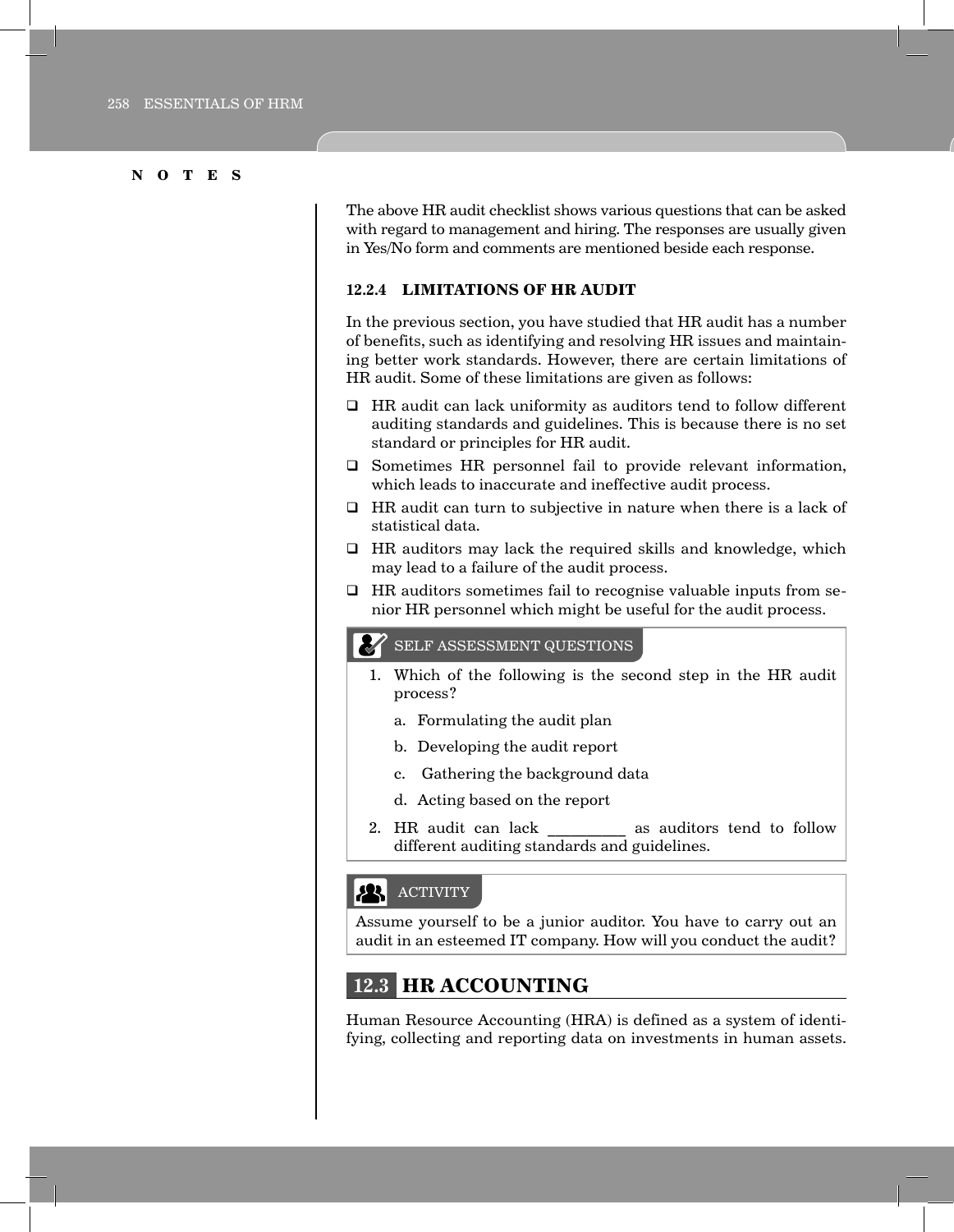The above HR audit checklist shows various questions that can be asked with regard to management and hiring. The responses are usually given in Yes/No form and comments are mentioned beside each response.

### 12.2.4 LIMITATIONS OF HR AUDIT

In the previous section, you have studied that HR audit has a number of benefits, such as identifying and resolving HR issues and maintaining better work standards. However, there are certain limitations of HR audit. Some of these limitations are given as follows:

- HR audit can lack uniformity as auditors tend to follow different auditing standards and guidelines. This is because there is no set standard or principles for HR audit.
- Sometimes HR personnel fail to provide relevant information, which leads to inaccurate and ineffective audit process.
- HR audit can turn to subjective in nature when there is a lack of statistical data.
- HR auditors may lack the required skills and knowledge, which may lead to a failure of the audit process.
- HR auditors sometimes fail to recognise valuable inputs from senior HR personnel which might be useful for the audit process.

**SELF ASSESSMENT QUESTIONS**

1. Which of the following is the second step in the HR audit process?
   a. Formulating the audit plan
   b. Developing the audit report
   c. Gathering the background data
   d. Acting based on the report
2. HR audit can lack __________ as auditors tend to follow different auditing standards and guidelines.

**ACTIVITY**

Assume yourself to be a junior auditor. You have to carry out an audit in an esteemed IT company. How will you conduct the audit?

## 12.3 HR ACCOUNTING

Human Resource Accounting (HRA) is defined as a system of identifying, collecting and reporting data on investments in human assets.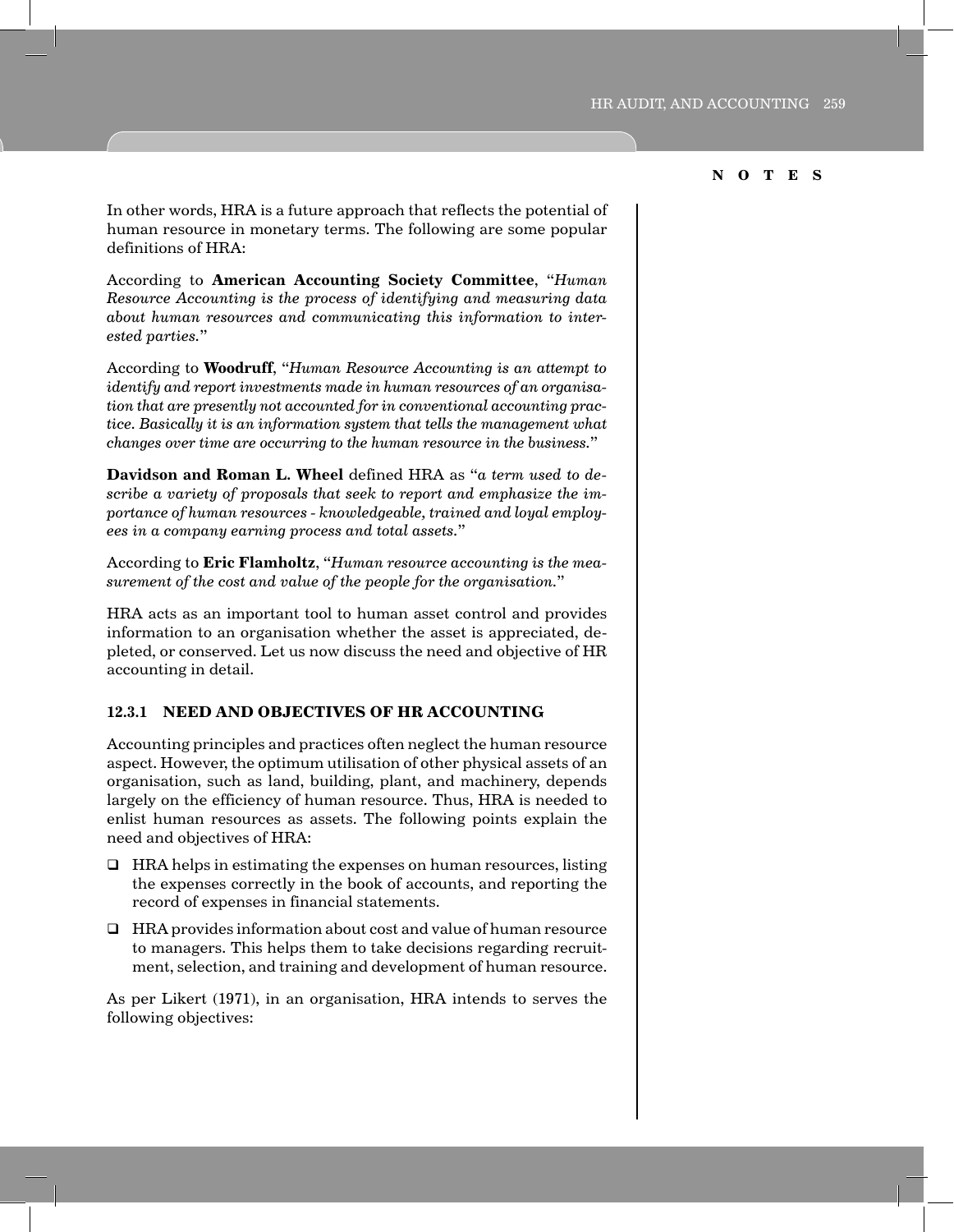In other words, HRA is a future approach that reflects the potential of human resource in monetary terms. The following are some popular definitions of HRA:

According to **American Accounting Society Committee**, "*Human Resource Accounting is the process of identifying and measuring data about human resources and communicating this information to interested parties.*"

According to **Woodruff**, "*Human Resource Accounting is an attempt to identify and report investments made in human resources of an organisation that are presently not accounted for in conventional accounting practice. Basically it is an information system that tells the management what changes over time are occurring to the human resource in the business.*"

**Davidson and Roman L. Wheel** defined HRA as "*a term used to describe a variety of proposals that seek to report and emphasize the importance of human resources - knowledgeable, trained and loyal employees in a company earning process and total assets.*"

According to **Eric Flamholtz**, "*Human resource accounting is the measurement of the cost and value of the people for the organisation.*"

HRA acts as an important tool to human asset control and provides information to an organisation whether the asset is appreciated, depleted, or conserved. Let us now discuss the need and objective of HR accounting in detail.

### 12.3.1 NEED AND OBJECTIVES OF HR ACCOUNTING

Accounting principles and practices often neglect the human resource aspect. However, the optimum utilisation of other physical assets of an organisation, such as land, building, plant, and machinery, depends largely on the efficiency of human resource. Thus, HRA is needed to enlist human resources as assets. The following points explain the need and objectives of HRA:

- HRA helps in estimating the expenses on human resources, listing the expenses correctly in the book of accounts, and reporting the record of expenses in financial statements.
- HRA provides information about cost and value of human resource to managers. This helps them to take decisions regarding recruitment, selection, and training and development of human resource.

As per Likert (1971), in an organisation, HRA intends to serves the following objectives: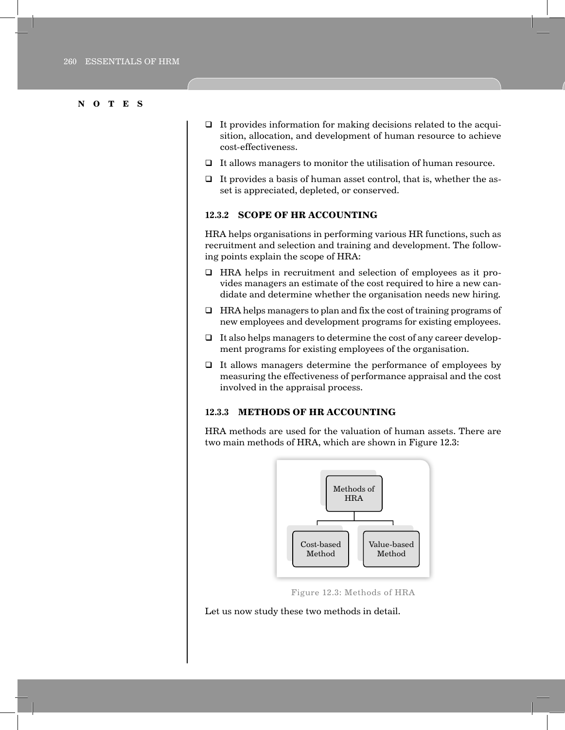NOTES

- It provides information for making decisions related to the acquisition, allocation, and development of human resource to achieve cost-effectiveness.
- It allows managers to monitor the utilisation of human resource.
- It provides a basis of human asset control, that is, whether the asset is appreciated, depleted, or conserved.

### 12.3.2 SCOPE OF HR ACCOUNTING

HRA helps organisations in performing various HR functions, such as recruitment and selection and training and development. The following points explain the scope of HRA:

- HRA helps in recruitment and selection of employees as it provides managers an estimate of the cost required to hire a new candidate and determine whether the organisation needs new hiring.
- HRA helps managers to plan and fix the cost of training programs of new employees and development programs for existing employees.
- It also helps managers to determine the cost of any career development programs for existing employees of the organisation.
- It allows managers determine the performance of employees by measuring the effectiveness of performance appraisal and the cost involved in the appraisal process.

### 12.3.3 METHODS OF HR ACCOUNTING

HRA methods are used for the valuation of human assets. There are two main methods of HRA, which are shown in Figure 12.3:

Methods of HRA
- Cost-based Method
- Value-based Method

Figure 12.3: Methods of HRA

Let us now study these two methods in detail.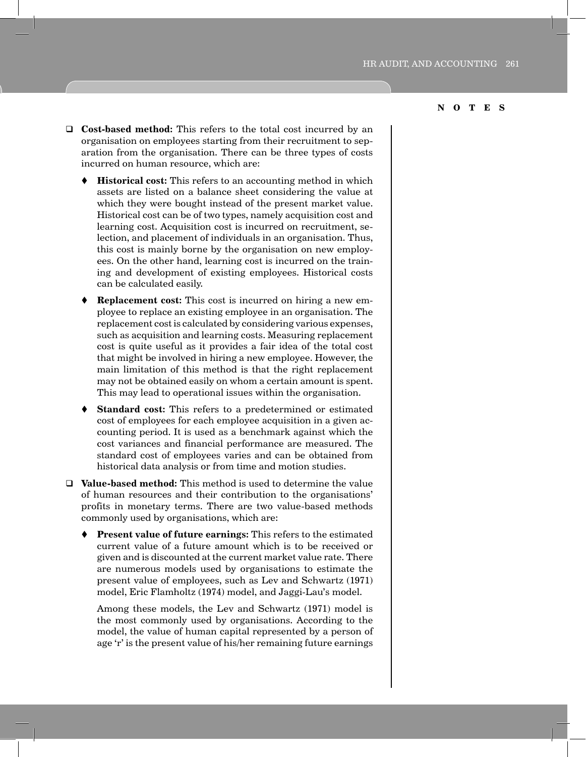- **Cost-based method:** This refers to the total cost incurred by an organisation on employees starting from their recruitment to separation from the organisation. There can be three types of costs incurred on human resource, which are:
  - **Historical cost:** This refers to an accounting method in which assets are listed on a balance sheet considering the value at which they were bought instead of the present market value. Historical cost can be of two types, namely acquisition cost and learning cost. Acquisition cost is incurred on recruitment, selection, and placement of individuals in an organisation. Thus, this cost is mainly borne by the organisation on new employees. On the other hand, learning cost is incurred on the training and development of existing employees. Historical costs can be calculated easily.
  - **Replacement cost:** This cost is incurred on hiring a new employee to replace an existing employee in an organisation. The replacement cost is calculated by considering various expenses, such as acquisition and learning costs. Measuring replacement cost is quite useful as it provides a fair idea of the total cost that might be involved in hiring a new employee. However, the main limitation of this method is that the right replacement may not be obtained easily on whom a certain amount is spent. This may lead to operational issues within the organisation.
  - **Standard cost:** This refers to a predetermined or estimated cost of employees for each employee acquisition in a given accounting period. It is used as a benchmark against which the cost variances and financial performance are measured. The standard cost of employees varies and can be obtained from historical data analysis or from time and motion studies.
- **Value-based method:** This method is used to determine the value of human resources and their contribution to the organisations' profits in monetary terms. There are two value-based methods commonly used by organisations, which are:
  - **Present value of future earnings:** This refers to the estimated current value of a future amount which is to be received or given and is discounted at the current market value rate. There are numerous models used by organisations to estimate the present value of employees, such as Lev and Schwartz (1971) model, Eric Flamholtz (1974) model, and Jaggi-Lau's model.

    Among these models, the Lev and Schwartz (1971) model is the most commonly used by organisations. According to the model, the value of human capital represented by a person of age 'r' is the present value of his/her remaining future earnings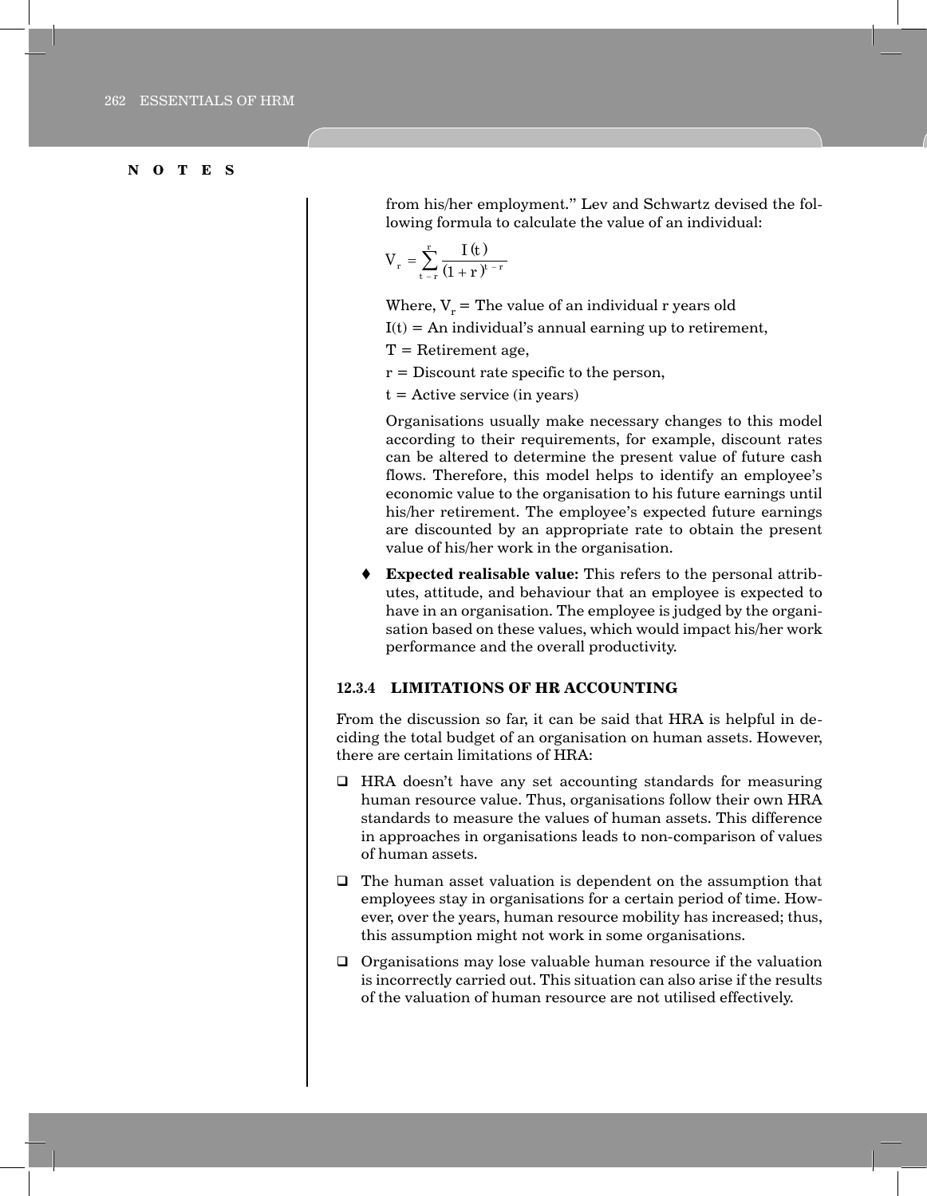**N O T E S**

from his/her employment." Lev and Schwartz devised the following formula to calculate the value of an individual:

$$V_r = \sum_{t-r}^{r} \frac{I(t)}{(1+r)^{t-r}}$$

Where, $V_r$ = The value of an individual r years old

I(t) = An individual's annual earning up to retirement,

T = Retirement age,

r = Discount rate specific to the person,

t = Active service (in years)

Organisations usually make necessary changes to this model according to their requirements, for example, discount rates can be altered to determine the present value of future cash flows. Therefore, this model helps to identify an employee's economic value to the organisation to his future earnings until his/her retirement. The employee's expected future earnings are discounted by an appropriate rate to obtain the present value of his/her work in the organisation.

- **Expected realisable value:** This refers to the personal attributes, attitude, and behaviour that an employee is expected to have in an organisation. The employee is judged by the organisation based on these values, which would impact his/her work performance and the overall productivity.

### 12.3.4 LIMITATIONS OF HR ACCOUNTING

From the discussion so far, it can be said that HRA is helpful in deciding the total budget of an organisation on human assets. However, there are certain limitations of HRA:

- HRA doesn't have any set accounting standards for measuring human resource value. Thus, organisations follow their own HRA standards to measure the values of human assets. This difference in approaches in organisations leads to non-comparison of values of human assets.
- The human asset valuation is dependent on the assumption that employees stay in organisations for a certain period of time. However, over the years, human resource mobility has increased; thus, this assumption might not work in some organisations.
- Organisations may lose valuable human resource if the valuation is incorrectly carried out. This situation can also arise if the results of the valuation of human resource are not utilised effectively.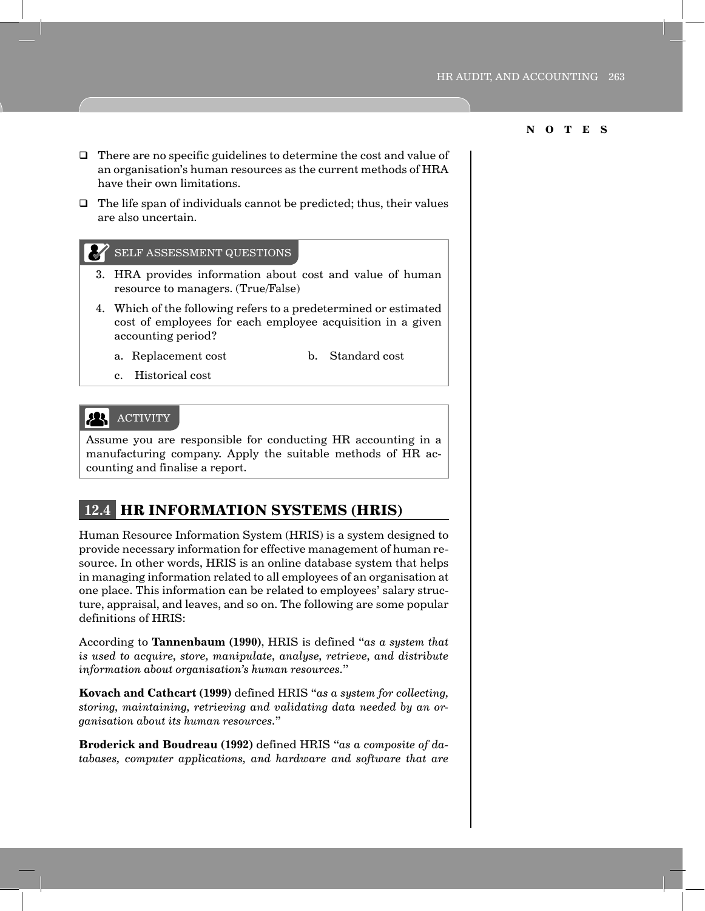- There are no specific guidelines to determine the cost and value of an organisation's human resources as the current methods of HRA have their own limitations.
- The life span of individuals cannot be predicted; thus, their values are also uncertain.

> **SELF ASSESSMENT QUESTIONS**
>
> 3. HRA provides information about cost and value of human resource to managers. (True/False)
> 4. Which of the following refers to a predetermined or estimated cost of employees for each employee acquisition in a given accounting period?
>
>    a. Replacement cost
>
>    b. Standard cost
>
>    c. Historical cost

> **ACTIVITY**
>
> Assume you are responsible for conducting HR accounting in a manufacturing company. Apply the suitable methods of HR accounting and finalise a report.

## 12.4 HR INFORMATION SYSTEMS (HRIS)

Human Resource Information System (HRIS) is a system designed to provide necessary information for effective management of human resource. In other words, HRIS is an online database system that helps in managing information related to all employees of an organisation at one place. This information can be related to employees' salary structure, appraisal, and leaves, and so on. The following are some popular definitions of HRIS:

According to **Tannenbaum (1990)**, HRIS is defined "*as a system that is used to acquire, store, manipulate, analyse, retrieve, and distribute information about organisation's human resources.*"

**Kovach and Cathcart (1999)** defined HRIS "*as a system for collecting, storing, maintaining, retrieving and validating data needed by an organisation about its human resources.*"

**Broderick and Boudreau (1992)** defined HRIS "*as a composite of databases, computer applications, and hardware and software that are*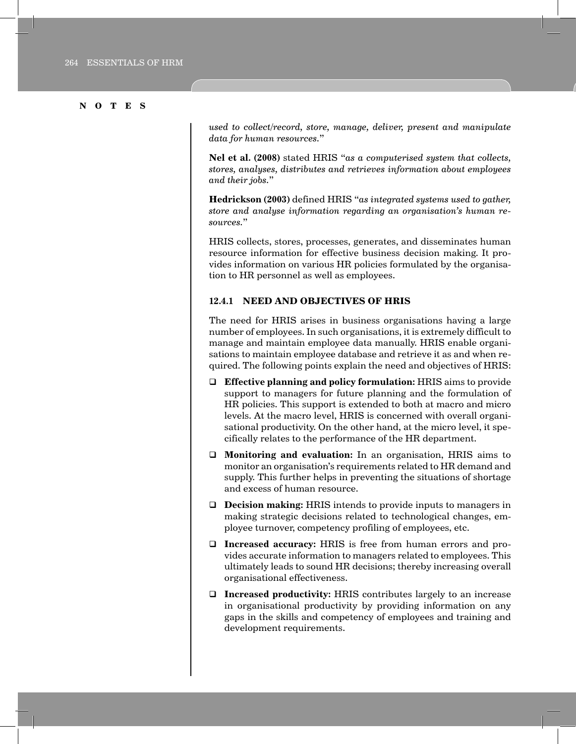*used to collect/record, store, manage, deliver, present and manipulate data for human resources.*"

**Nel et al. (2008)** stated HRIS "*as a computerised system that collects, stores, analyses, distributes and retrieves information about employees and their jobs.*"

**Hedrickson (2003)** defined HRIS "*as integrated systems used to gather, store and analyse information regarding an organisation's human resources.*"

HRIS collects, stores, processes, generates, and disseminates human resource information for effective business decision making. It provides information on various HR policies formulated by the organisation to HR personnel as well as employees.

### 12.4.1 NEED AND OBJECTIVES OF HRIS

The need for HRIS arises in business organisations having a large number of employees. In such organisations, it is extremely difficult to manage and maintain employee data manually. HRIS enable organisations to maintain employee database and retrieve it as and when required. The following points explain the need and objectives of HRIS:

- **Effective planning and policy formulation:** HRIS aims to provide support to managers for future planning and the formulation of HR policies. This support is extended to both at macro and micro levels. At the macro level, HRIS is concerned with overall organisational productivity. On the other hand, at the micro level, it specifically relates to the performance of the HR department.
- **Monitoring and evaluation:** In an organisation, HRIS aims to monitor an organisation's requirements related to HR demand and supply. This further helps in preventing the situations of shortage and excess of human resource.
- **Decision making:** HRIS intends to provide inputs to managers in making strategic decisions related to technological changes, employee turnover, competency profiling of employees, etc.
- **Increased accuracy:** HRIS is free from human errors and provides accurate information to managers related to employees. This ultimately leads to sound HR decisions; thereby increasing overall organisational effectiveness.
- **Increased productivity:** HRIS contributes largely to an increase in organisational productivity by providing information on any gaps in the skills and competency of employees and training and development requirements.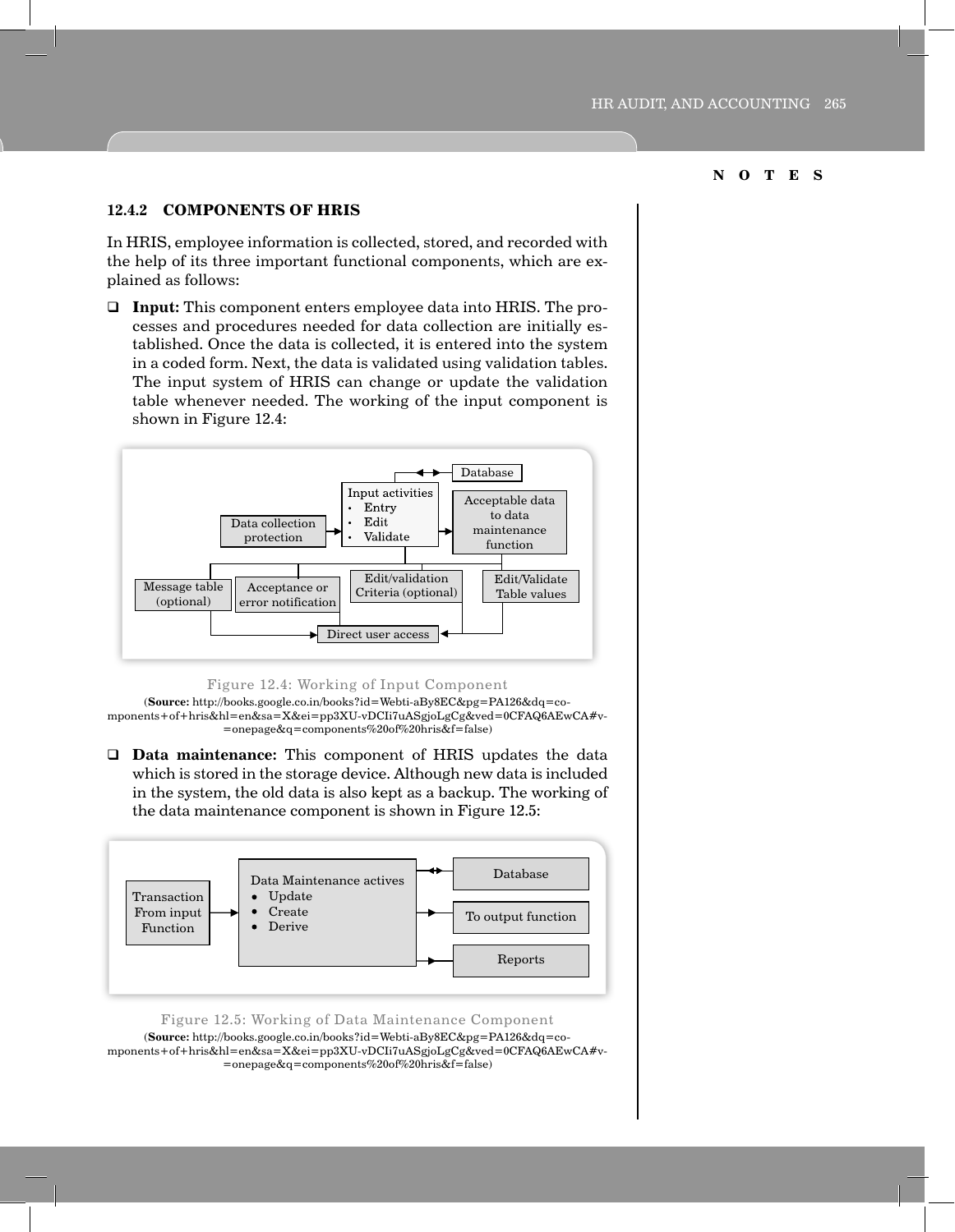### 12.4.2 COMPONENTS OF HRIS

In HRIS, employee information is collected, stored, and recorded with the help of its three important functional components, which are explained as follows:

- **Input:** This component enters employee data into HRIS. The processes and procedures needed for data collection are initially established. Once the data is collected, it is entered into the system in a coded form. Next, the data is validated using validation tables. The input system of HRIS can change or update the validation table whenever needed. The working of the input component is shown in Figure 12.4:

Figure 12.4: Working of Input Component

(**Source:** http://books.google.co.in/books?id=Webti-aBy8EC&pg=PA126&dq=components+of+hris&hl=en&sa=X&ei=pp3XU-vDCIi7uASgjoLgCg&ved=0CFAQ6AEwCA#v=onepage&q=components%20of%20hris&f=false)

- **Data maintenance:** This component of HRIS updates the data which is stored in the storage device. Although new data is included in the system, the old data is also kept as a backup. The working of the data maintenance component is shown in Figure 12.5:

Figure 12.5: Working of Data Maintenance Component

(**Source:** http://books.google.co.in/books?id=Webti-aBy8EC&pg=PA126&dq=components+of+hris&hl=en&sa=X&ei=pp3XU-vDCIi7uASgjoLgCg&ved=0CFAQ6AEwCA#v=onepage&q=components%20of%20hris&f=false)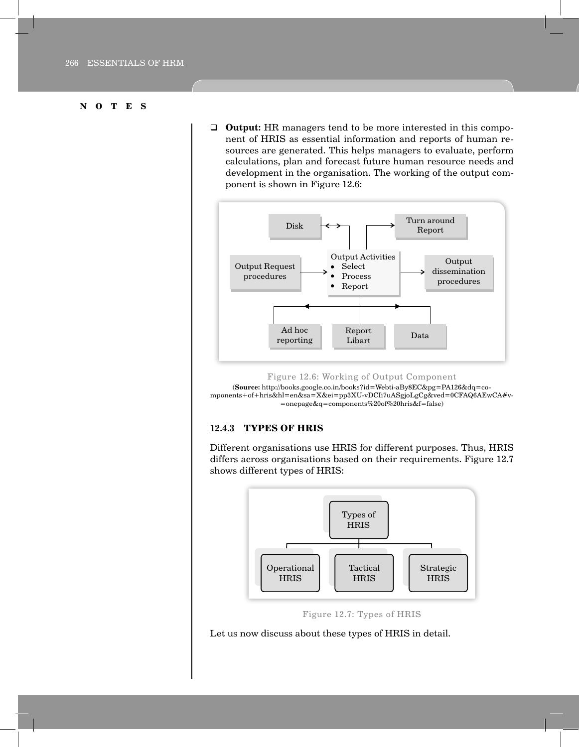- **Output:** HR managers tend to be more interested in this component of HRIS as essential information and reports of human resources are generated. This helps managers to evaluate, perform calculations, plan and forecast future human resource needs and development in the organisation. The working of the output component is shown in Figure 12.6:

Figure 12.6: Working of Output Component

(**Source:** http://books.google.co.in/books?id=Webti-aBy8EC&pg=PA126&dq=components+of+hris&hl=en&sa=X&ei=pp3XU-vDCIi7uASgjoLgCg&ved=0CFAQ6AEwCA#v=onepage&q=components%20of%20hris&f=false)

### 12.4.3 TYPES OF HRIS

Different organisations use HRIS for different purposes. Thus, HRIS differs across organisations based on their requirements. Figure 12.7 shows different types of HRIS:

Figure 12.7: Types of HRIS

Let us now discuss about these types of HRIS in detail.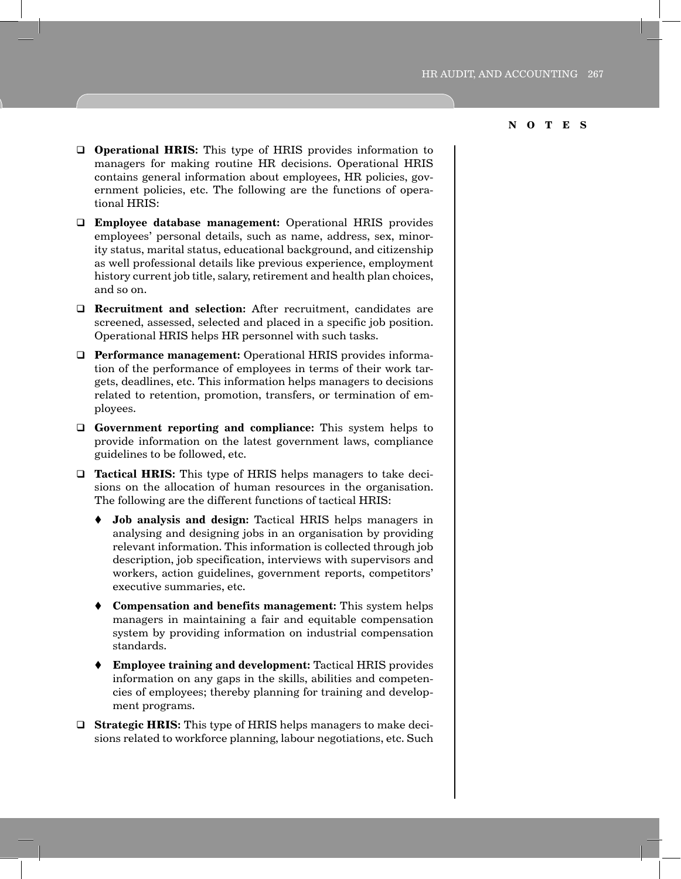- **Operational HRIS:** This type of HRIS provides information to managers for making routine HR decisions. Operational HRIS contains general information about employees, HR policies, government policies, etc. The following are the functions of operational HRIS:
- **Employee database management:** Operational HRIS provides employees' personal details, such as name, address, sex, minority status, marital status, educational background, and citizenship as well professional details like previous experience, employment history current job title, salary, retirement and health plan choices, and so on.
- **Recruitment and selection:** After recruitment, candidates are screened, assessed, selected and placed in a specific job position. Operational HRIS helps HR personnel with such tasks.
- **Performance management:** Operational HRIS provides information of the performance of employees in terms of their work targets, deadlines, etc. This information helps managers to decisions related to retention, promotion, transfers, or termination of employees.
- **Government reporting and compliance:** This system helps to provide information on the latest government laws, compliance guidelines to be followed, etc.
- **Tactical HRIS:** This type of HRIS helps managers to take decisions on the allocation of human resources in the organisation. The following are the different functions of tactical HRIS:
    - **Job analysis and design:** Tactical HRIS helps managers in analysing and designing jobs in an organisation by providing relevant information. This information is collected through job description, job specification, interviews with supervisors and workers, action guidelines, government reports, competitors' executive summaries, etc.
    - **Compensation and benefits management:** This system helps managers in maintaining a fair and equitable compensation system by providing information on industrial compensation standards.
    - **Employee training and development:** Tactical HRIS provides information on any gaps in the skills, abilities and competencies of employees; thereby planning for training and development programs.
- **Strategic HRIS:** This type of HRIS helps managers to make decisions related to workforce planning, labour negotiations, etc. Such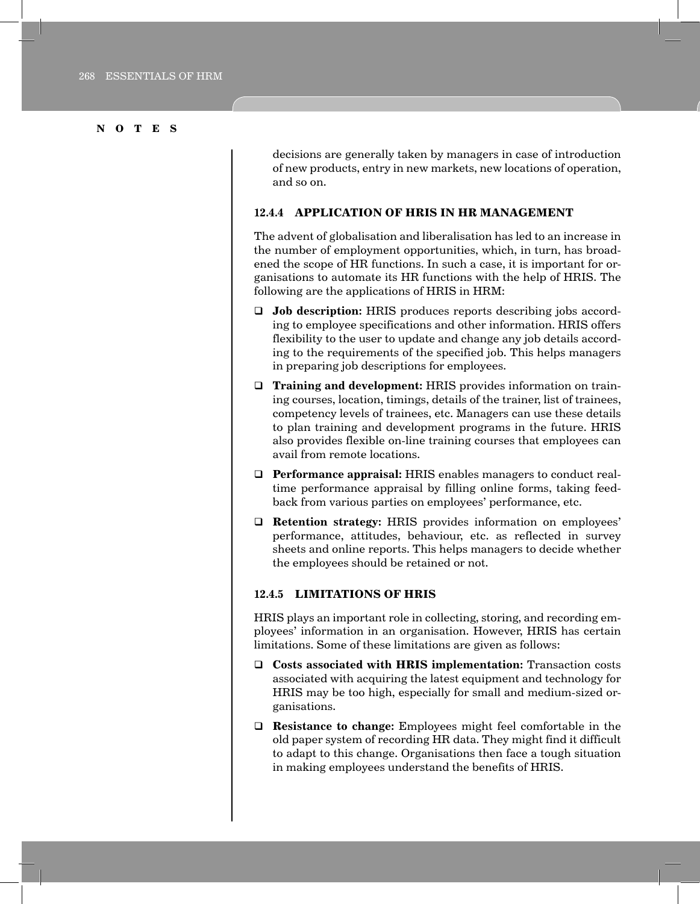decisions are generally taken by managers in case of introduction of new products, entry in new markets, new locations of operation, and so on.

### 12.4.4 APPLICATION OF HRIS IN HR MANAGEMENT

The advent of globalisation and liberalisation has led to an increase in the number of employment opportunities, which, in turn, has broadened the scope of HR functions. In such a case, it is important for organisations to automate its HR functions with the help of HRIS. The following are the applications of HRIS in HRM:

- **Job description:** HRIS produces reports describing jobs according to employee specifications and other information. HRIS offers flexibility to the user to update and change any job details according to the requirements of the specified job. This helps managers in preparing job descriptions for employees.
- **Training and development:** HRIS provides information on training courses, location, timings, details of the trainer, list of trainees, competency levels of trainees, etc. Managers can use these details to plan training and development programs in the future. HRIS also provides flexible on-line training courses that employees can avail from remote locations.
- **Performance appraisal:** HRIS enables managers to conduct real-time performance appraisal by filling online forms, taking feedback from various parties on employees' performance, etc.
- **Retention strategy:** HRIS provides information on employees' performance, attitudes, behaviour, etc. as reflected in survey sheets and online reports. This helps managers to decide whether the employees should be retained or not.

### 12.4.5 LIMITATIONS OF HRIS

HRIS plays an important role in collecting, storing, and recording employees' information in an organisation. However, HRIS has certain limitations. Some of these limitations are given as follows:

- **Costs associated with HRIS implementation:** Transaction costs associated with acquiring the latest equipment and technology for HRIS may be too high, especially for small and medium-sized organisations.
- **Resistance to change:** Employees might feel comfortable in the old paper system of recording HR data. They might find it difficult to adapt to this change. Organisations then face a tough situation in making employees understand the benefits of HRIS.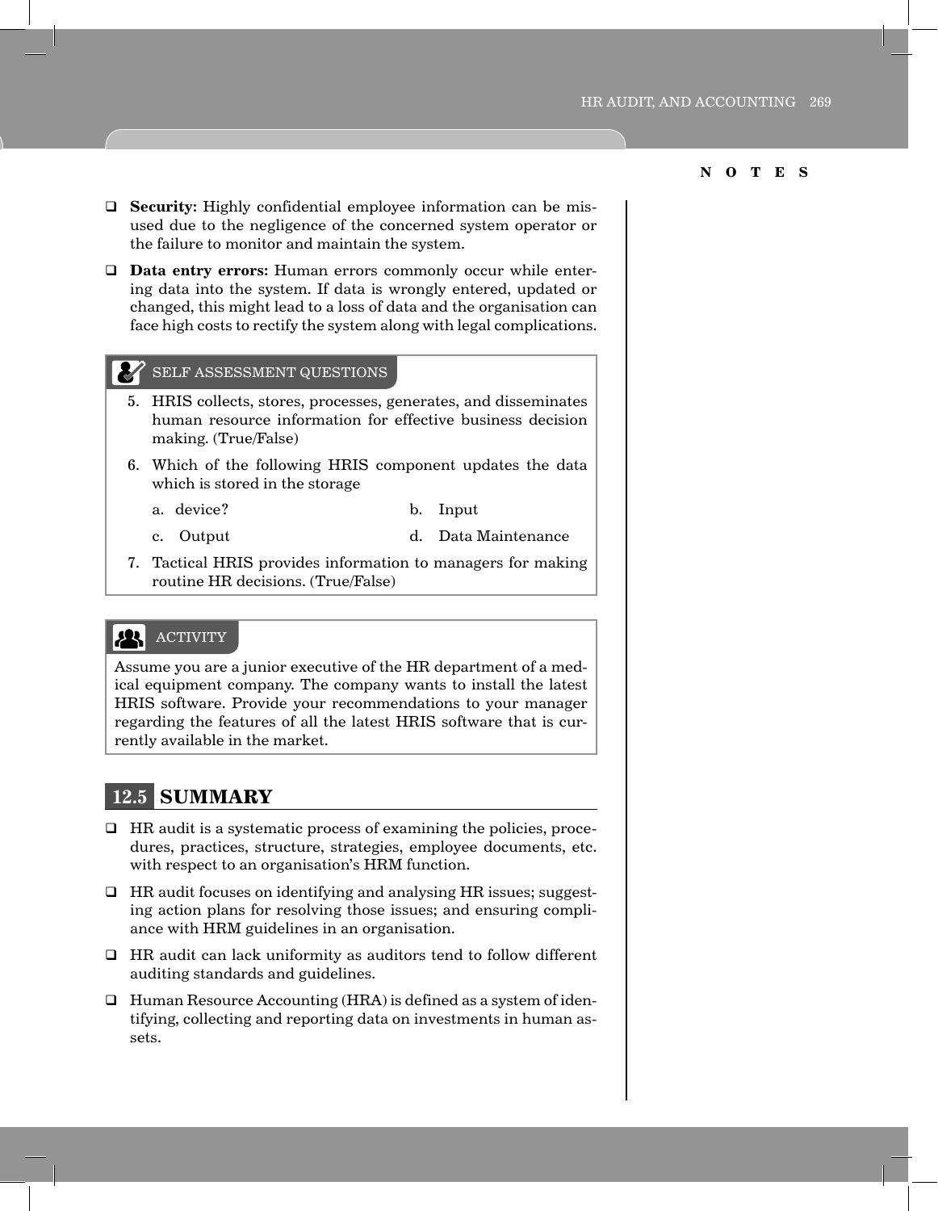- **Security:** Highly confidential employee information can be misused due to the negligence of the concerned system operator or the failure to monitor and maintain the system.
- **Data entry errors:** Human errors commonly occur while entering data into the system. If data is wrongly entered, updated or changed, this might lead to a loss of data and the organisation can face high costs to rectify the system along with legal complications.

**SELF ASSESSMENT QUESTIONS**

5. HRIS collects, stores, processes, generates, and disseminates human resource information for effective business decision making. (True/False)
6. Which of the following HRIS component updates the data which is stored in the storage
   a. device?
   b. Input
   c. Output
   d. Data Maintenance
7. Tactical HRIS provides information to managers for making routine HR decisions. (True/False)

**ACTIVITY**

Assume you are a junior executive of the HR department of a medical equipment company. The company wants to install the latest HRIS software. Provide your recommendations to your manager regarding the features of all the latest HRIS software that is currently available in the market.

## 12.5 SUMMARY

- HR audit is a systematic process of examining the policies, procedures, practices, structure, strategies, employee documents, etc. with respect to an organisation's HRM function.
- HR audit focuses on identifying and analysing HR issues; suggesting action plans for resolving those issues; and ensuring compliance with HRM guidelines in an organisation.
- HR audit can lack uniformity as auditors tend to follow different auditing standards and guidelines.
- Human Resource Accounting (HRA) is defined as a system of identifying, collecting and reporting data on investments in human assets.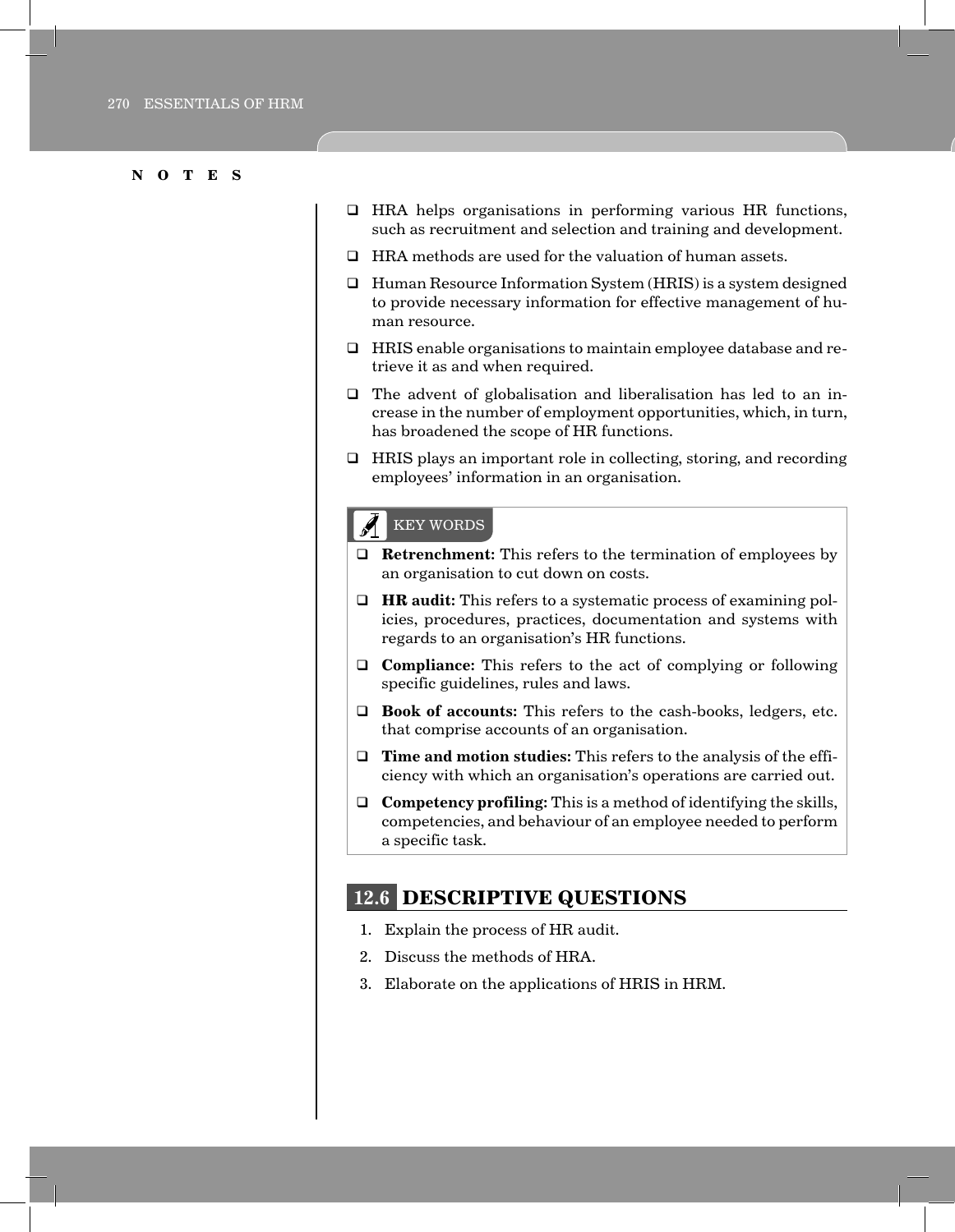- HRA helps organisations in performing various HR functions, such as recruitment and selection and training and development.
- HRA methods are used for the valuation of human assets.
- Human Resource Information System (HRIS) is a system designed to provide necessary information for effective management of human resource.
- HRIS enable organisations to maintain employee database and retrieve it as and when required.
- The advent of globalisation and liberalisation has led to an increase in the number of employment opportunities, which, in turn, has broadened the scope of HR functions.
- HRIS plays an important role in collecting, storing, and recording employees' information in an organisation.

### KEY WORDS

- **Retrenchment:** This refers to the termination of employees by an organisation to cut down on costs.
- **HR audit:** This refers to a systematic process of examining policies, procedures, practices, documentation and systems with regards to an organisation's HR functions.
- **Compliance:** This refers to the act of complying or following specific guidelines, rules and laws.
- **Book of accounts:** This refers to the cash-books, ledgers, etc. that comprise accounts of an organisation.
- **Time and motion studies:** This refers to the analysis of the efficiency with which an organisation's operations are carried out.
- **Competency profiling:** This is a method of identifying the skills, competencies, and behaviour of an employee needed to perform a specific task.

## 12.6 DESCRIPTIVE QUESTIONS

1. Explain the process of HR audit.
2. Discuss the methods of HRA.
3. Elaborate on the applications of HRIS in HRM.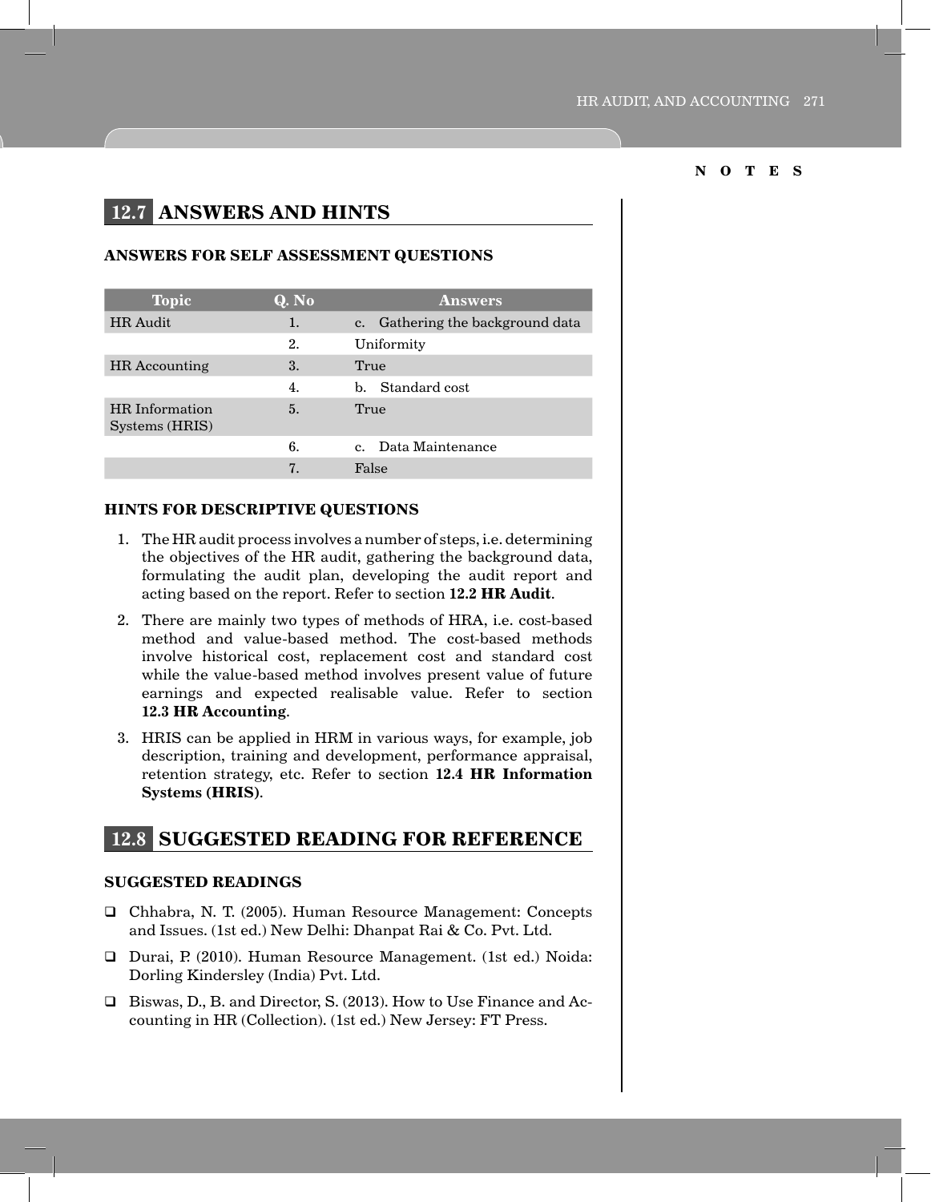## 12.7 ANSWERS AND HINTS

### ANSWERS FOR SELF ASSESSMENT QUESTIONS

| Topic | Q. No | Answers |
|---|---|---|
| HR Audit | 1. | c. Gathering the background data |
| | 2. | Uniformity |
| HR Accounting | 3. | True |
| | 4. | b. Standard cost |
| HR Information Systems (HRIS) | 5. | True |
| | 6. | c. Data Maintenance |
| | 7. | False |

### HINTS FOR DESCRIPTIVE QUESTIONS

1. The HR audit process involves a number of steps, i.e. determining the objectives of the HR audit, gathering the background data, formulating the audit plan, developing the audit report and acting based on the report. Refer to section **12.2 HR Audit**.
2. There are mainly two types of methods of HRA, i.e. cost-based method and value-based method. The cost-based methods involve historical cost, replacement cost and standard cost while the value-based method involves present value of future earnings and expected realisable value. Refer to section **12.3 HR Accounting**.
3. HRIS can be applied in HRM in various ways, for example, job description, training and development, performance appraisal, retention strategy, etc. Refer to section **12.4 HR Information Systems (HRIS)**.

## 12.8 SUGGESTED READING FOR REFERENCE

### SUGGESTED READINGS

- Chhabra, N. T. (2005). Human Resource Management: Concepts and Issues. (1st ed.) New Delhi: Dhanpat Rai & Co. Pvt. Ltd.
- Durai, P. (2010). Human Resource Management. (1st ed.) Noida: Dorling Kindersley (India) Pvt. Ltd.
- Biswas, D., B. and Director, S. (2013). How to Use Finance and Accounting in HR (Collection). (1st ed.) New Jersey: FT Press.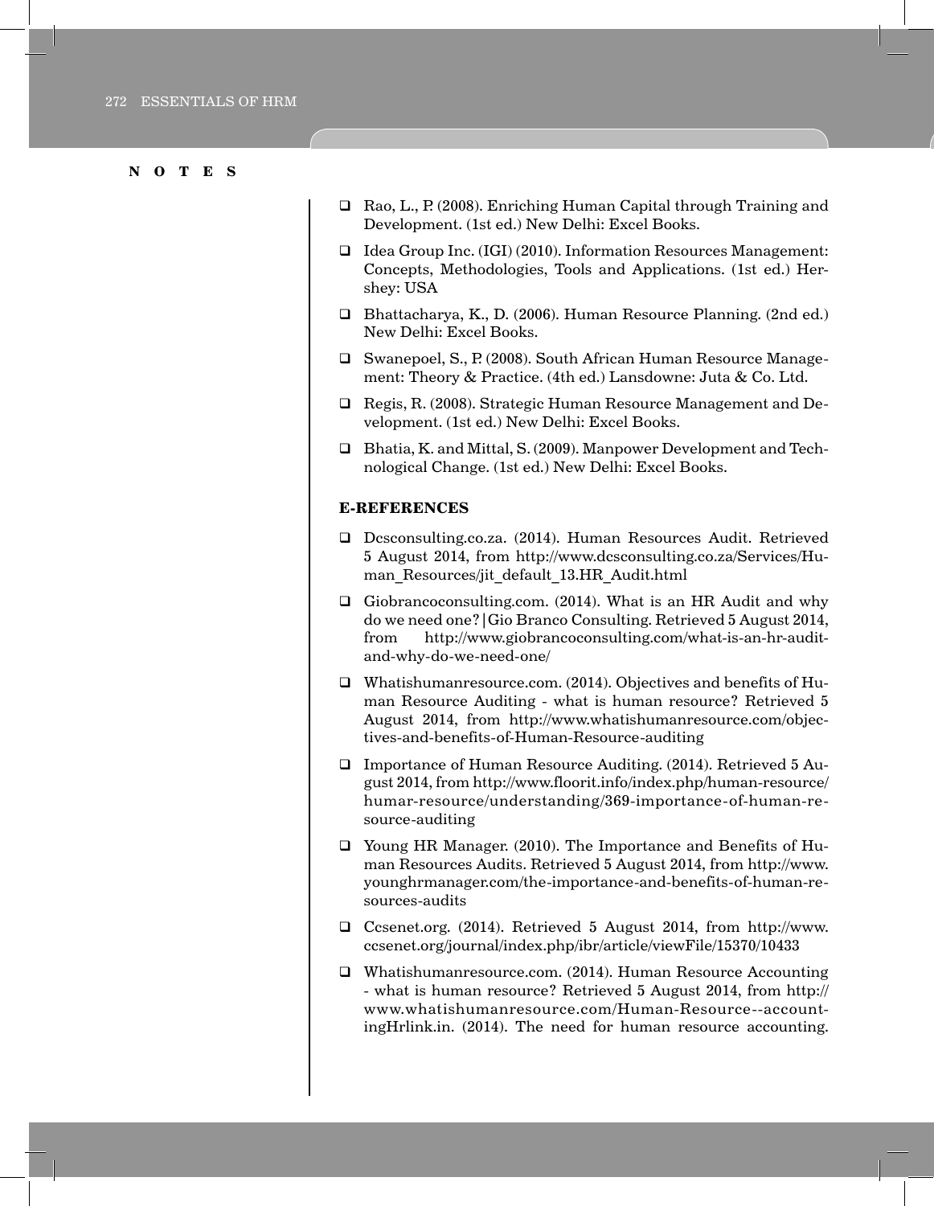**NOTES**

- Rao, L., P. (2008). Enriching Human Capital through Training and Development. (1st ed.) New Delhi: Excel Books.
- Idea Group Inc. (IGI) (2010). Information Resources Management: Concepts, Methodologies, Tools and Applications. (1st ed.) Hershey: USA
- Bhattacharya, K., D. (2006). Human Resource Planning. (2nd ed.) New Delhi: Excel Books.
- Swanepoel, S., P. (2008). South African Human Resource Management: Theory & Practice. (4th ed.) Lansdowne: Juta & Co. Ltd.
- Regis, R. (2008). Strategic Human Resource Management and Development. (1st ed.) New Delhi: Excel Books.
- Bhatia, K. and Mittal, S. (2009). Manpower Development and Technological Change. (1st ed.) New Delhi: Excel Books.

## E-REFERENCES

- Dcsconsulting.co.za. (2014). Human Resources Audit. Retrieved 5 August 2014, from http://www.dcsconsulting.co.za/Services/Human_Resources/jit_default_13.HR_Audit.html
- Giobrancoconsulting.com. (2014). What is an HR Audit and why do we need one? | Gio Branco Consulting. Retrieved 5 August 2014, from http://www.giobrancoconsulting.com/what-is-an-hr-audit-and-why-do-we-need-one/
- Whatishumanresource.com. (2014). Objectives and benefits of Human Resource Auditing - what is human resource? Retrieved 5 August 2014, from http://www.whatishumanresource.com/objectives-and-benefits-of-Human-Resource-auditing
- Importance of Human Resource Auditing. (2014). Retrieved 5 August 2014, from http://www.floorit.info/index.php/human-resource/humar-resource/understanding/369-importance-of-human-resource-auditing
- Young HR Manager. (2010). The Importance and Benefits of Human Resources Audits. Retrieved 5 August 2014, from http://www.younghrmanager.com/the-importance-and-benefits-of-human-resources-audits
- Ccsenet.org. (2014). Retrieved 5 August 2014, from http://www.ccsenet.org/journal/index.php/ibr/article/viewFile/15370/10433
- Whatishumanresource.com. (2014). Human Resource Accounting - what is human resource? Retrieved 5 August 2014, from http://www.whatishumanresource.com/Human-Resource--accountingHrlink.in. (2014). The need for human resource accounting.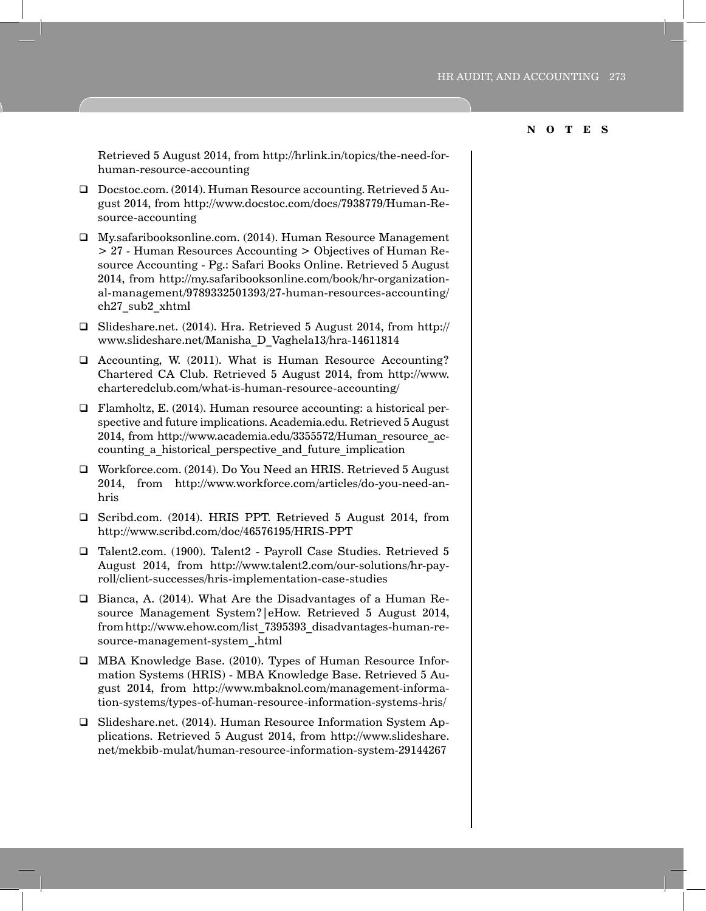Retrieved 5 August 2014, from http://hrlink.in/topics/the-need-for-human-resource-accounting

- Docstoc.com. (2014). Human Resource accounting. Retrieved 5 August 2014, from http://www.docstoc.com/docs/7938779/Human-Resource-accounting
- My.safaribooksonline.com. (2014). Human Resource Management > 27 - Human Resources Accounting > Objectives of Human Resource Accounting - Pg.: Safari Books Online. Retrieved 5 August 2014, from http://my.safaribooksonline.com/book/hr-organizational-management/9789332501393/27-human-resources-accounting/ch27_sub2_xhtml
- Slideshare.net. (2014). Hra. Retrieved 5 August 2014, from http://www.slideshare.net/Manisha_D_Vaghela13/hra-14611814
- Accounting, W. (2011). What is Human Resource Accounting? Chartered CA Club. Retrieved 5 August 2014, from http://www.charteredclub.com/what-is-human-resource-accounting/
- Flamholtz, E. (2014). Human resource accounting: a historical perspective and future implications. Academia.edu. Retrieved 5 August 2014, from http://www.academia.edu/3355572/Human_resource_accounting_a_historical_perspective_and_future_implication
- Workforce.com. (2014). Do You Need an HRIS. Retrieved 5 August 2014, from http://www.workforce.com/articles/do-you-need-an-hris
- Scribd.com. (2014). HRIS PPT. Retrieved 5 August 2014, from http://www.scribd.com/doc/46576195/HRIS-PPT
- Talent2.com. (1900). Talent2 - Payroll Case Studies. Retrieved 5 August 2014, from http://www.talent2.com/our-solutions/hr-payroll/client-successes/hris-implementation-case-studies
- Bianca, A. (2014). What Are the Disadvantages of a Human Resource Management System? | eHow. Retrieved 5 August 2014, from http://www.ehow.com/list_7395393_disadvantages-human-resource-management-system_.html
- MBA Knowledge Base. (2010). Types of Human Resource Information Systems (HRIS) - MBA Knowledge Base. Retrieved 5 August 2014, from http://www.mbaknol.com/management-information-systems/types-of-human-resource-information-systems-hris/
- Slideshare.net. (2014). Human Resource Information System Applications. Retrieved 5 August 2014, from http://www.slideshare.net/mekbib-mulat/human-resource-information-system-29144267